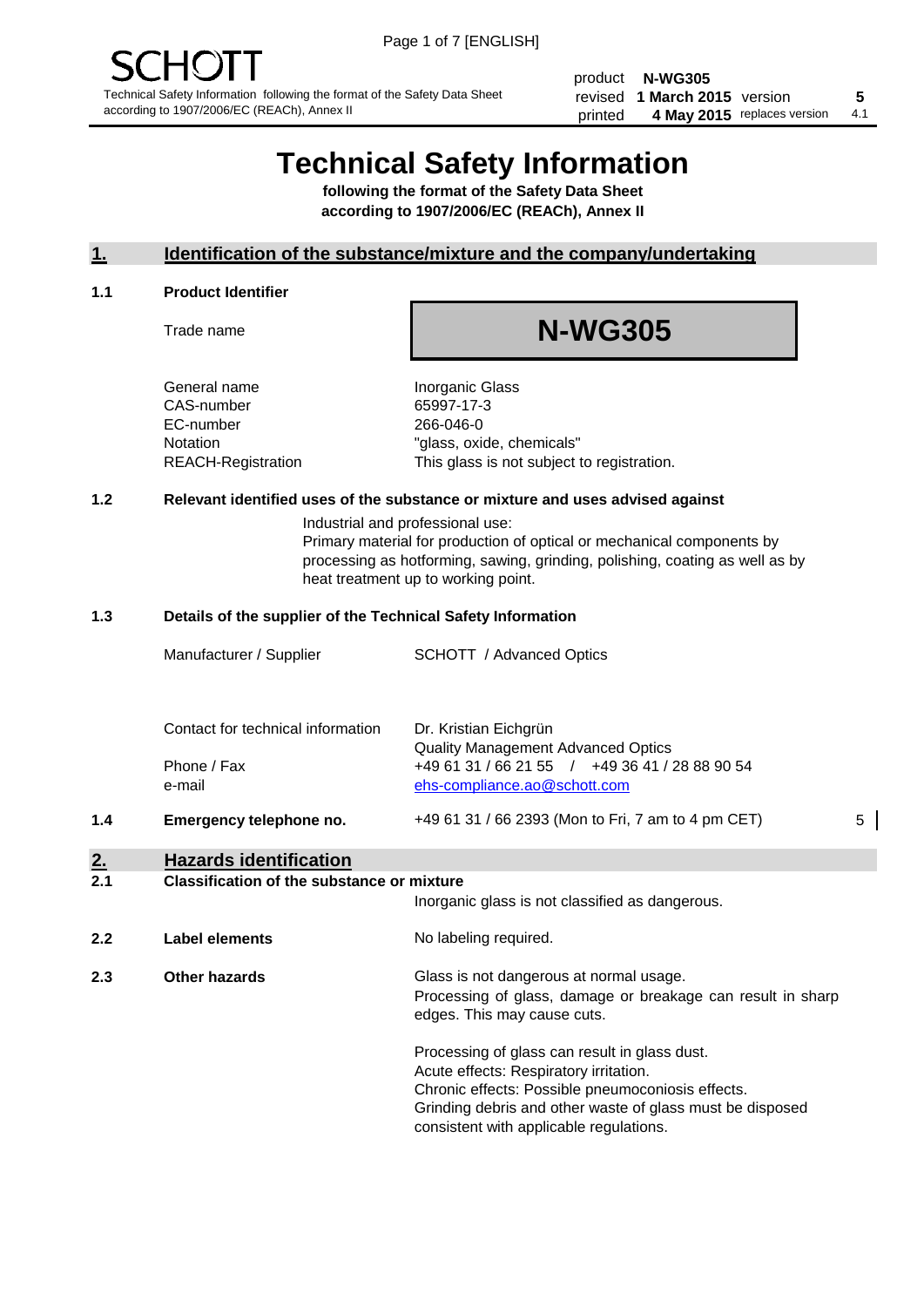SCHOTT

Technical Safety Information following the format of the Safety Data Sheet according to 1907/2006/EC (REACh), Annex II

| product | N-WG305 | | |
|---|---|---|---|
| revised | 1 March 2015 | version | 5 |
| printed | 4 May 2015 | replaces version | 4.1 |

# Technical Safety Information

**following the format of the Safety Data Sheet according to 1907/2006/EC (REACh), Annex II**

## 1. Identification of the substance/mixture and the company/undertaking

### 1.1 Product Identifier

| | |
|---|---|
| Trade name | **N-WG305** |
| General name | Inorganic Glass |
| CAS-number | 65997-17-3 |
| EC-number | 266-046-0 |
| Notation | "glass, oxide, chemicals" |
| REACH-Registration | This glass is not subject to registration. |

### 1.2 Relevant identified uses of the substance or mixture and uses advised against

Industrial and professional use:
Primary material for production of optical or mechanical components by processing as hotforming, sawing, grinding, polishing, coating as well as by heat treatment up to working point.

### 1.3 Details of the supplier of the Technical Safety Information

| | |
|---|---|
| Manufacturer / Supplier | SCHOTT / Advanced Optics |
| Contact for technical information | Dr. Kristian Eichgrün<br>Quality Management Advanced Optics |
| Phone / Fax | +49 61 31 / 66 21 55 / +49 36 41 / 28 88 90 54 |
| e-mail | ehs-compliance.ao@schott.com |

### 1.4 Emergency telephone no.

+49 61 31 / 66 2393 (Mon to Fri, 7 am to 4 pm CET) 5

## 2. Hazards identification

### 2.1 Classification of the substance or mixture

Inorganic glass is not classified as dangerous.

### 2.2 Label elements

No labeling required.

### 2.3 Other hazards

Glass is not dangerous at normal usage.
Processing of glass, damage or breakage can result in sharp edges. This may cause cuts.

Processing of glass can result in glass dust.
Acute effects: Respiratory irritation.
Chronic effects: Possible pneumoconiosis effects.
Grinding debris and other waste of glass must be disposed consistent with applicable regulations.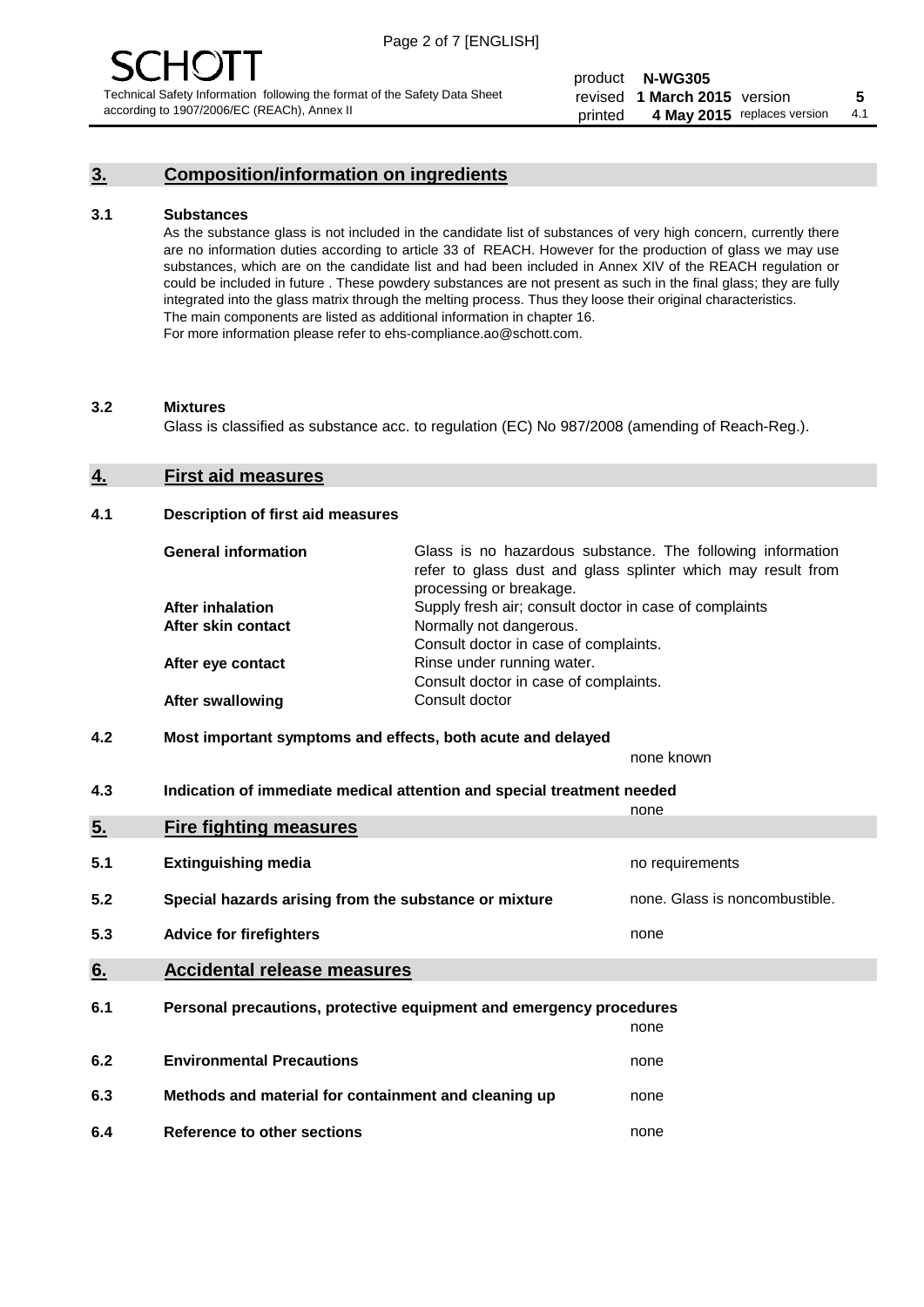## 3. Composition/information on ingredients

### 3.1 Substances

As the substance glass is not included in the candidate list of substances of very high concern, currently there are no information duties according to article 33 of REACH. However for the production of glass we may use substances, which are on the candidate list and had been included in Annex XIV of the REACH regulation or could be included in future . These powdery substances are not present as such in the final glass; they are fully integrated into the glass matrix through the melting process. Thus they loose their original characteristics. The main components are listed as additional information in chapter 16.
For more information please refer to ehs-compliance.ao@schott.com.

### 3.2 Mixtures

Glass is classified as substance acc. to regulation (EC) No 987/2008 (amending of Reach-Reg.).

## 4. First aid measures

### 4.1 Description of first aid measures

| | |
|---|---|
| **General information** | Glass is no hazardous substance. The following information refer to glass dust and glass splinter which may result from processing or breakage. |
| **After inhalation** | Supply fresh air; consult doctor in case of complaints |
| **After skin contact** | Normally not dangerous. Consult doctor in case of complaints. |
| **After eye contact** | Rinse under running water. Consult doctor in case of complaints. |
| **After swallowing** | Consult doctor |

### 4.2 Most important symptoms and effects, both acute and delayed

none known

### 4.3 Indication of immediate medical attention and special treatment needed

none

## 5. Fire fighting measures

| | | |
|---|---|---|
| **5.1** | **Extinguishing media** | no requirements |
| **5.2** | **Special hazards arising from the substance or mixture** | none. Glass is noncombustible. |
| **5.3** | **Advice for firefighters** | none |

## 6. Accidental release measures

| | | |
|---|---|---|
| **6.1** | **Personal precautions, protective equipment and emergency procedures** | none |
| **6.2** | **Environmental Precautions** | none |
| **6.3** | **Methods and material for containment and cleaning up** | none |
| **6.4** | **Reference to other sections** | none |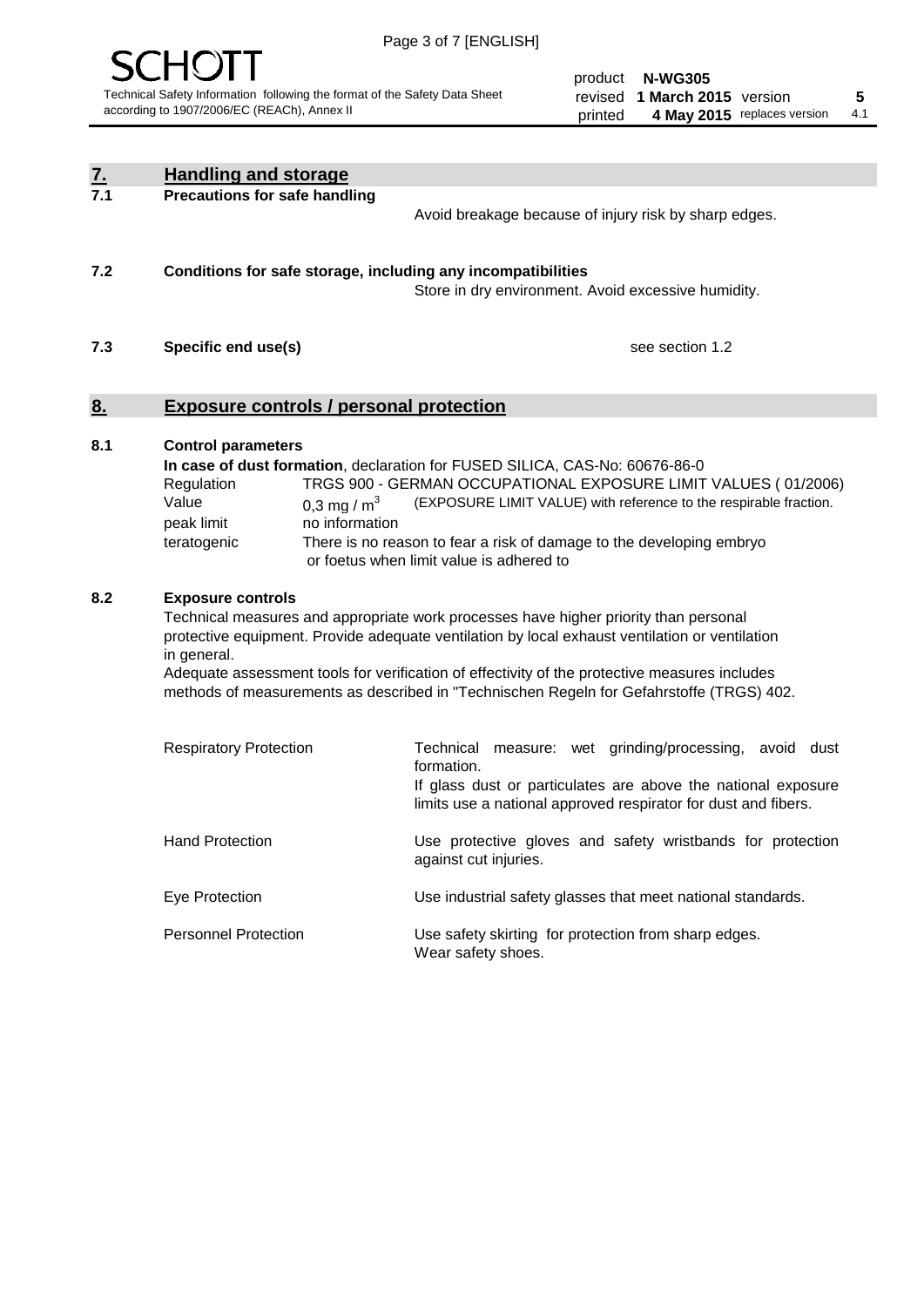## 7. Handling and storage

### 7.1 Precautions for safe handling

Avoid breakage because of injury risk by sharp edges.

### 7.2 Conditions for safe storage, including any incompatibilities

Store in dry environment. Avoid excessive humidity.

### 7.3 Specific end use(s)

see section 1.2

## 8. Exposure controls / personal protection

### 8.1 Control parameters

**In case of dust formation**, declaration for FUSED SILICA, CAS-No: 60676-86-0

| | |
|---|---|
| Regulation | TRGS 900 - GERMAN OCCUPATIONAL EXPOSURE LIMIT VALUES ( 01/2006) |
| Value | 0,3 mg / m$^3$ (EXPOSURE LIMIT VALUE) with reference to the respirable fraction. |
| peak limit | no information |
| teratogenic | There is no reason to fear a risk of damage to the developing embryo or foetus when limit value is adhered to |

### 8.2 Exposure controls

Technical measures and appropriate work processes have higher priority than personal protective equipment. Provide adequate ventilation by local exhaust ventilation or ventilation in general.

Adequate assessment tools for verification of effectivity of the protective measures includes methods of measurements as described in "Technischen Regeln for Gefahrstoffe (TRGS) 402.

| | |
|---|---|
| Respiratory Protection | Technical measure: wet grinding/processing, avoid dust formation. If glass dust or particulates are above the national exposure limits use a national approved respirator for dust and fibers. |
| Hand Protection | Use protective gloves and safety wristbands for protection against cut injuries. |
| Eye Protection | Use industrial safety glasses that meet national standards. |
| Personnel Protection | Use safety skirting for protection from sharp edges. Wear safety shoes. |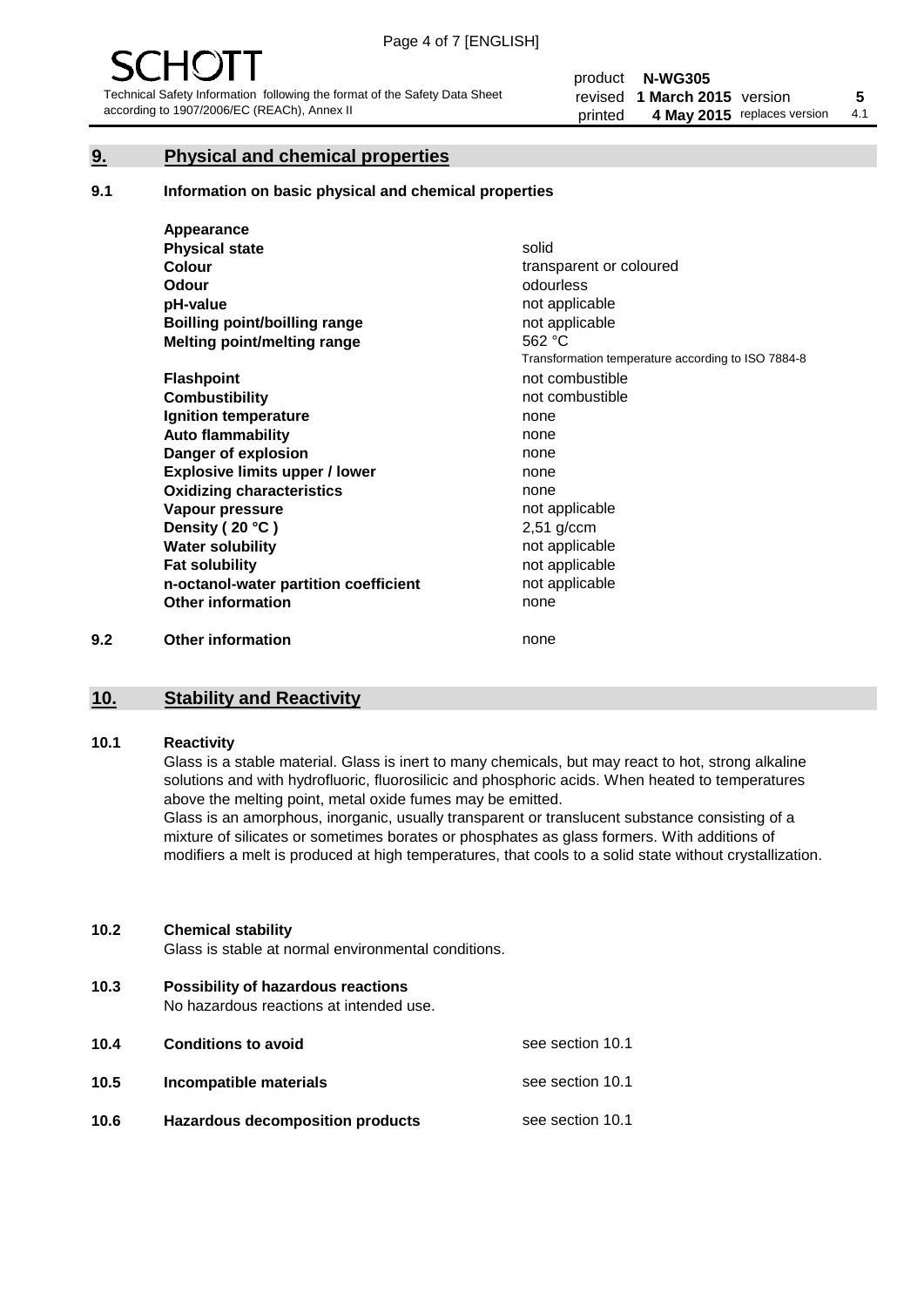## 9. Physical and chemical properties

### 9.1 Information on basic physical and chemical properties

| Property | Value |
|---|---|
| **Appearance** | |
| **Physical state** | solid |
| **Colour** | transparent or coloured |
| **Odour** | odourless |
| **pH-value** | not applicable |
| **Boilling point/boilling range** | not applicable |
| **Melting point/melting range** | 562 °C<br>Transformation temperature according to ISO 7884-8 |
| **Flashpoint** | not combustible |
| **Combustibility** | not combustible |
| **Ignition temperature** | none |
| **Auto flammability** | none |
| **Danger of explosion** | none |
| **Explosive limits upper / lower** | none |
| **Oxidizing characteristics** | none |
| **Vapour pressure** | not applicable |
| **Density ( 20 °C )** | 2,51 g/ccm |
| **Water solubility** | not applicable |
| **Fat solubility** | not applicable |
| **n-octanol-water partition coefficient** | not applicable |
| **Other information** | none |

### 9.2 Other information

none

## 10. Stability and Reactivity

### 10.1 Reactivity

Glass is a stable material. Glass is inert to many chemicals, but may react to hot, strong alkaline solutions and with hydrofluoric, fluorosilicic and phosphoric acids. When heated to temperatures above the melting point, metal oxide fumes may be emitted.
Glass is an amorphous, inorganic, usually transparent or translucent substance consisting of a mixture of silicates or sometimes borates or phosphates as glass formers. With additions of modifiers a melt is produced at high temperatures, that cools to a solid state without crystallization.

### 10.2 Chemical stability

Glass is stable at normal environmental conditions.

### 10.3 Possibility of hazardous reactions

No hazardous reactions at intended use.

### 10.4 Conditions to avoid

see section 10.1

### 10.5 Incompatible materials

see section 10.1

### 10.6 Hazardous decomposition products

see section 10.1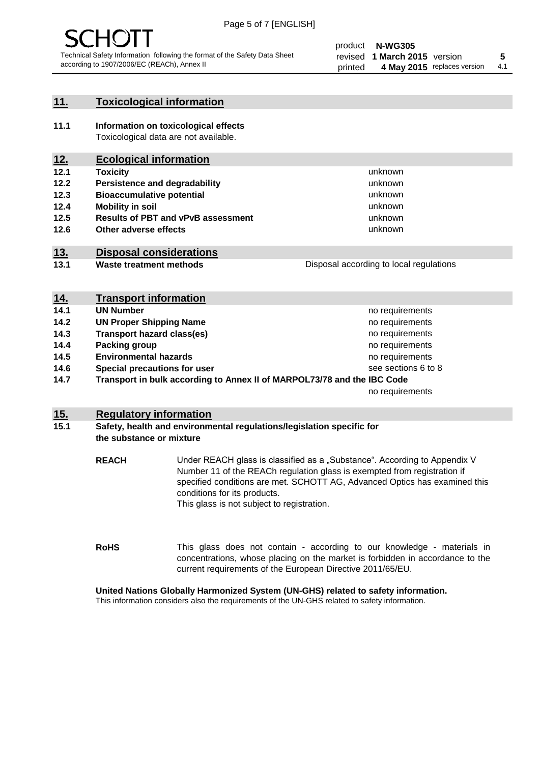## 11. Toxicological information

**11.1 Information on toxicological effects**
Toxicological data are not available.

## 12. Ecological information

| | | |
|---|---|---|
| **12.1** | **Toxicity** | unknown |
| **12.2** | **Persistence and degradability** | unknown |
| **12.3** | **Bioaccumulative potential** | unknown |
| **12.4** | **Mobility in soil** | unknown |
| **12.5** | **Results of PBT and vPvB assessment** | unknown |
| **12.6** | **Other adverse effects** | unknown |

## 13. Disposal considerations

| | | |
|---|---|---|
| **13.1** | **Waste treatment methods** | Disposal according to local regulations |

## 14. Transport information

| | | |
|---|---|---|
| **14.1** | **UN Number** | no requirements |
| **14.2** | **UN Proper Shipping Name** | no requirements |
| **14.3** | **Transport hazard class(es)** | no requirements |
| **14.4** | **Packing group** | no requirements |
| **14.5** | **Environmental hazards** | no requirements |
| **14.6** | **Special precautions for user** | see sections 6 to 8 |
| **14.7** | **Transport in bulk according to Annex II of MARPOL73/78 and the IBC Code** | no requirements |

## 15. Regulatory information

**15.1 Safety, health and environmental regulations/legislation specific for the substance or mixture**

**REACH** Under REACH glass is classified as a „Substance“. According to Appendix V Number 11 of the REACh regulation glass is exempted from registration if specified conditions are met. SCHOTT AG, Advanced Optics has examined this conditions for its products.
This glass is not subject to registration.

**RoHS** This glass does not contain - according to our knowledge - materials in concentrations, whose placing on the market is forbidden in accordance to the current requirements of the European Directive 2011/65/EU.

**United Nations Globally Harmonized System (UN-GHS) related to safety information.**
This information considers also the requirements of the UN-GHS related to safety information.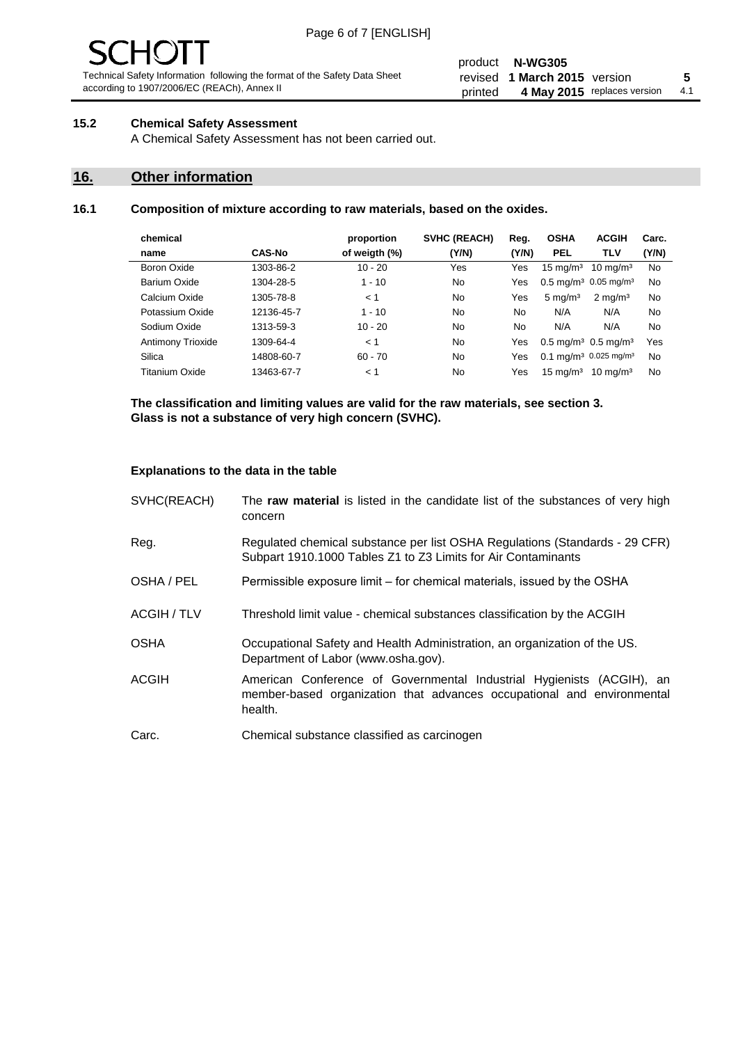### 15.2 Chemical Safety Assessment

A Chemical Safety Assessment has not been carried out.

## 16. Other information

### 16.1 Composition of mixture according to raw materials, based on the oxides.

| chemical name | CAS-No | proportion of weigth (%) | SVHC (REACH) (Y/N) | Reg. (Y/N) | OSHA PEL | ACGIH TLV | Carc. (Y/N) |
|---|---|---|---|---|---|---|---|
| Boron Oxide | 1303-86-2 | 10 - 20 | Yes | Yes | 15 mg/m³ | 10 mg/m³ | No |
| Barium Oxide | 1304-28-5 | 1 - 10 | No | Yes | 0.5 mg/m³ | 0.05 mg/m³ | No |
| Calcium Oxide | 1305-78-8 | < 1 | No | Yes | 5 mg/m³ | 2 mg/m³ | No |
| Potassium Oxide | 12136-45-7 | 1 - 10 | No | No | N/A | N/A | No |
| Sodium Oxide | 1313-59-3 | 10 - 20 | No | No | N/A | N/A | No |
| Antimony Trioxide | 1309-64-4 | < 1 | No | Yes | 0.5 mg/m³ | 0.5 mg/m³ | Yes |
| Silica | 14808-60-7 | 60 - 70 | No | Yes | 0.1 mg/m³ | 0.025 mg/m³ | No |
| Titanium Oxide | 13463-67-7 | < 1 | No | Yes | 15 mg/m³ | 10 mg/m³ | No |

**The classification and limiting values are valid for the raw materials, see section 3.**
**Glass is not a substance of very high concern (SVHC).**

**Explanations to the data in the table**

SVHC(REACH) The **raw material** is listed in the candidate list of the substances of very high concern

Reg. Regulated chemical substance per list OSHA Regulations (Standards - 29 CFR) Subpart 1910.1000 Tables Z1 to Z3 Limits for Air Contaminants

OSHA / PEL Permissible exposure limit – for chemical materials, issued by the OSHA

ACGIH / TLV Threshold limit value - chemical substances classification by the ACGIH

OSHA Occupational Safety and Health Administration, an organization of the US. Department of Labor (www.osha.gov).

ACGIH American Conference of Governmental Industrial Hygienists (ACGIH), an member-based organization that advances occupational and environmental health.

Carc. Chemical substance classified as carcinogen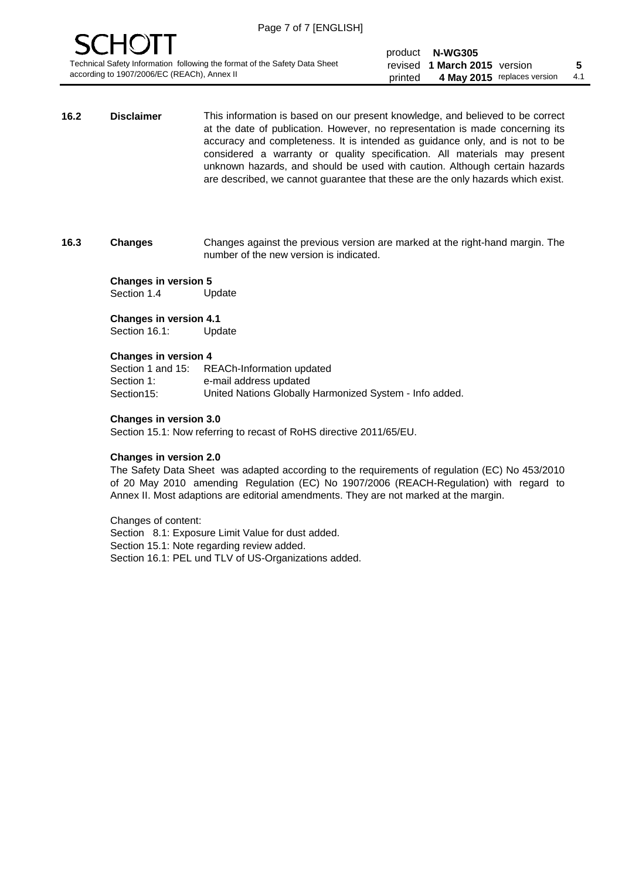**16.2 Disclaimer**

This information is based on our present knowledge, and believed to be correct at the date of publication. However, no representation is made concerning its accuracy and completeness. It is intended as guidance only, and is not to be considered a warranty or quality specification. All materials may present unknown hazards, and should be used with caution. Although certain hazards are described, we cannot guarantee that these are the only hazards which exist.

**16.3 Changes**

Changes against the previous version are marked at the right-hand margin. The number of the new version is indicated.

**Changes in version 5**

Section 1.4 Update

**Changes in version 4.1**

Section 16.1: Update

**Changes in version 4**

| | |
|---|---|
| Section 1 and 15: | REACh-Information updated |
| Section 1: | e-mail address updated |
| Section15: | United Nations Globally Harmonized System - Info added. |

**Changes in version 3.0**

Section 15.1: Now referring to recast of RoHS directive 2011/65/EU.

**Changes in version 2.0**

The Safety Data Sheet was adapted according to the requirements of regulation (EC) No 453/2010 of 20 May 2010 amending Regulation (EC) No 1907/2006 (REACH-Regulation) with regard to Annex II. Most adaptions are editorial amendments. They are not marked at the margin.

Changes of content:
Section 8.1: Exposure Limit Value for dust added.
Section 15.1: Note regarding review added.
Section 16.1: PEL und TLV of US-Organizations added.